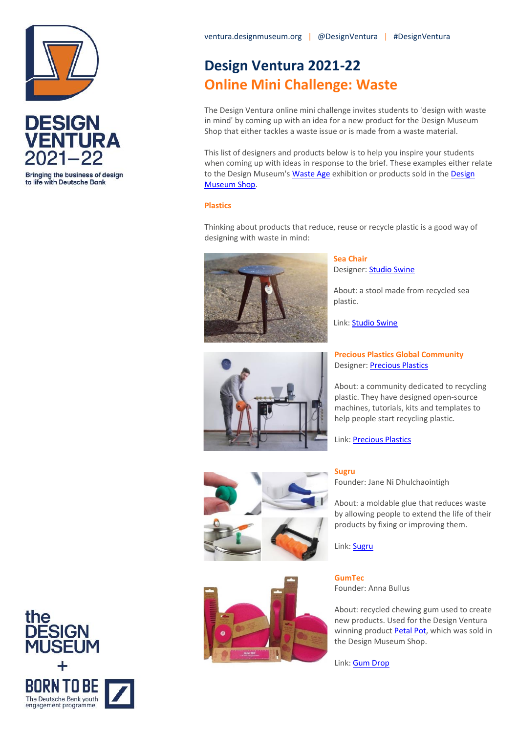ventura.designmuseum.org | @DesignVentura | #DesignVentura

# Design Ventura 2021-22
## Online Mini Challenge: Waste

The Design Ventura online mini challenge invites students to 'design with waste in mind' by coming up with an idea for a new product for the Design Museum Shop that either tackles a waste issue or is made from a waste material.

This list of designers and products below is to help you inspire your students when coming up with ideas in response to the brief. These examples either relate to the Design Museum's Waste Age exhibition or products sold in the Design Museum Shop.

### Plastics

Thinking about products that reduce, reuse or recycle plastic is a good way of designing with waste in mind:

**Sea Chair**
Designer: Studio Swine

About: a stool made from recycled sea plastic.

Link: Studio Swine

**Precious Plastics Global Community**
Designer: Precious Plastics

About: a community dedicated to recycling plastic. They have designed open-source machines, tutorials, kits and templates to help people start recycling plastic.

Link: Precious Plastics

**Sugru**
Founder: Jane Ni Dhulchaointigh

About: a moldable glue that reduces waste by allowing people to extend the life of their products by fixing or improving them.

Link: Sugru

**GumTec**
Founder: Anna Bullus

About: recycled chewing gum used to create new products. Used for the Design Ventura winning product Petal Pot, which was sold in the Design Museum Shop.

Link: Gum Drop

DESIGN VENTURA 2021–22
Bringing the business of design to life with Deutsche Bank

the DESIGN MUSEUM + BORN TO BE The Deutsche Bank youth engagement programme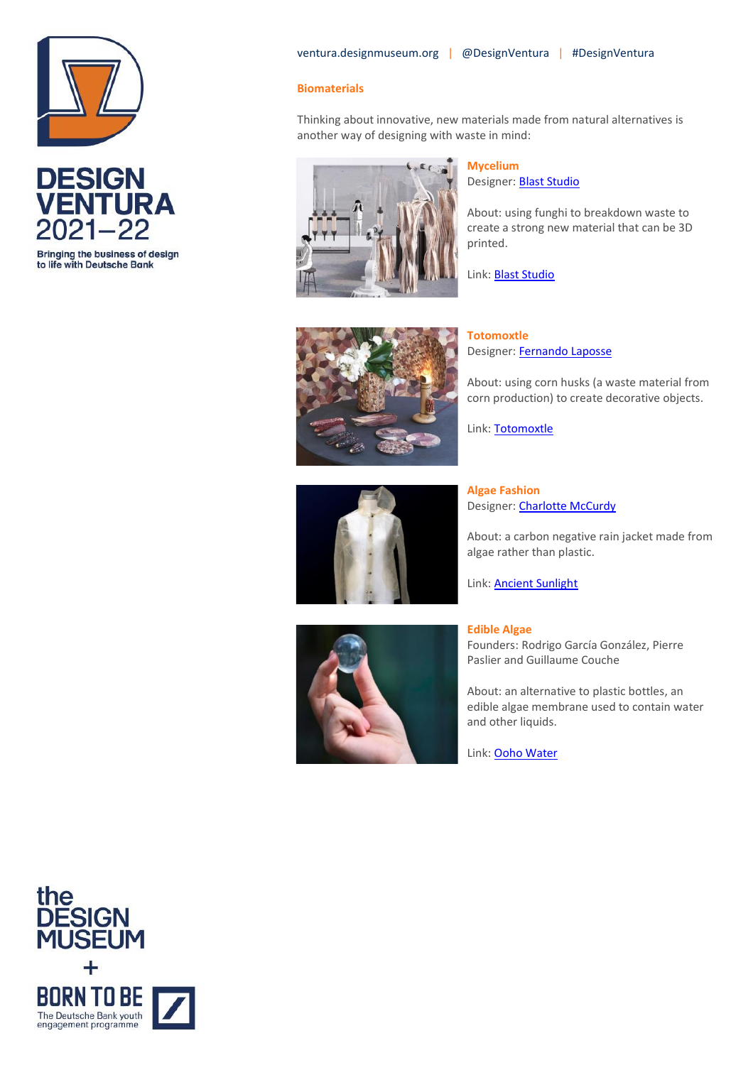ventura.designmuseum.org | @DesignVentura | #DesignVentura

## Biomaterials

Thinking about innovative, new materials made from natural alternatives is another way of designing with waste in mind:

### Mycelium

Designer: Blast Studio

About: using funghi to breakdown waste to create a strong new material that can be 3D printed.

Link: Blast Studio

### Totomoxtle

Designer: Fernando Laposse

About: using corn husks (a waste material from corn production) to create decorative objects.

Link: Totomoxtle

### Algae Fashion

Designer: Charlotte McCurdy

About: a carbon negative rain jacket made from algae rather than plastic.

Link: Ancient Sunlight

### Edible Algae

Founders: Rodrigo García González, Pierre Paslier and Guillaume Couche

About: an alternative to plastic bottles, an edible algae membrane used to contain water and other liquids.

Link: Ooho Water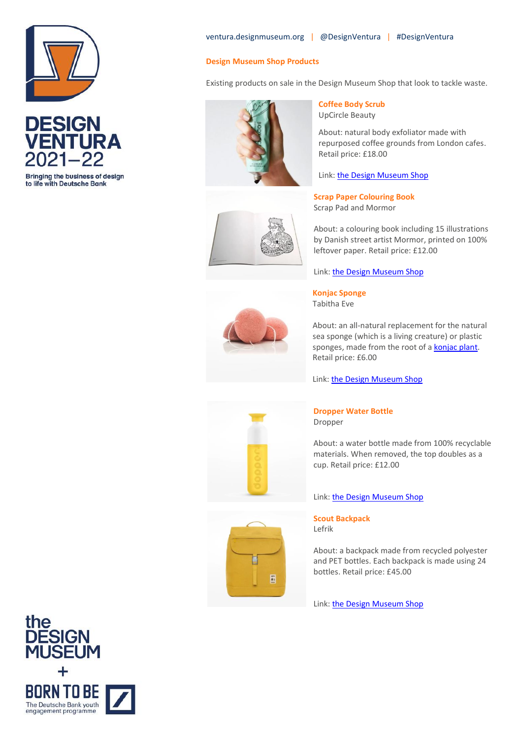ventura.designmuseum.org | @DesignVentura | #DesignVentura

## Design Museum Shop Products

Existing products on sale in the Design Museum Shop that look to tackle waste.

### Coffee Body Scrub
UpCircle Beauty

About: natural body exfoliator made with repurposed coffee grounds from London cafes. Retail price: £18.00

Link: the Design Museum Shop

### Scrap Paper Colouring Book
Scrap Pad and Mormor

About: a colouring book including 15 illustrations by Danish street artist Mormor, printed on 100% leftover paper. Retail price: £12.00

Link: the Design Museum Shop

### Konjac Sponge
Tabitha Eve

About: an all-natural replacement for the natural sea sponge (which is a living creature) or plastic sponges, made from the root of a konjac plant. Retail price: £6.00

Link: the Design Museum Shop

### Dropper Water Bottle
Dropper

About: a water bottle made from 100% recyclable materials. When removed, the top doubles as a cup. Retail price: £12.00

Link: the Design Museum Shop

### Scout Backpack
Lefrik

About: a backpack made from recycled polyester and PET bottles. Each backpack is made using 24 bottles. Retail price: £45.00

Link: the Design Museum Shop